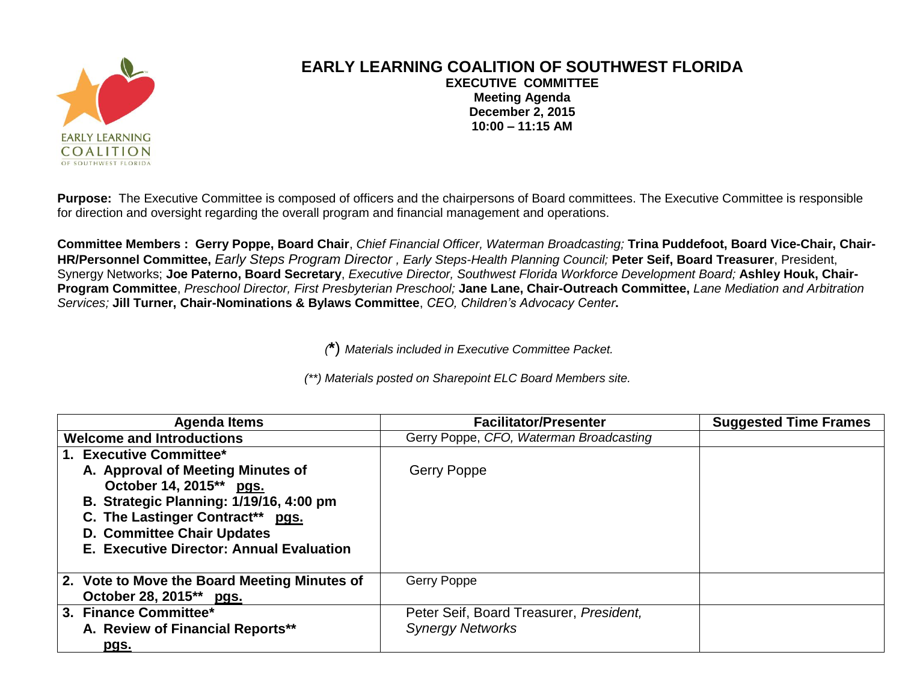# EARLY LEARNING COALITION OF SOUTHWEST FLORIDA

**EXECUTIVE COMMITTEE**
**Meeting Agenda**
**December 2, 2015**
**10:00 – 11:15 AM**

**Purpose:** The Executive Committee is composed of officers and the chairpersons of Board committees. The Executive Committee is responsible for direction and oversight regarding the overall program and financial management and operations.

**Committee Members : Gerry Poppe, Board Chair**, *Chief Financial Officer, Waterman Broadcasting;* **Trina Puddefoot, Board Vice-Chair, Chair-HR/Personnel Committee,** *Early Steps Program Director , Early Steps-Health Planning Council;* **Peter Seif, Board Treasurer**, President, Synergy Networks; **Joe Paterno, Board Secretary**, *Executive Director, Southwest Florida Workforce Development Board;* **Ashley Houk, Chair-Program Committee**, *Preschool Director, First Presbyterian Preschool;* **Jane Lane, Chair-Outreach Committee,** *Lane Mediation and Arbitration Services;* **Jill Turner, Chair-Nominations & Bylaws Committee**, *CEO, Children's Advocacy Center***.**

*(\*) Materials included in Executive Committee Packet.*

*(\*\*) Materials posted on Sharepoint ELC Board Members site.*

| Agenda Items | Facilitator/Presenter | Suggested Time Frames |
|---|---|---|
| **Welcome and Introductions** | Gerry Poppe, *CFO, Waterman Broadcasting* | |
| **1. Executive Committee***<br>**A. Approval of Meeting Minutes of October 14, 2015\*\* pgs.**<br>**B. Strategic Planning: 1/19/16, 4:00 pm**<br>**C. The Lastinger Contract\*\* pgs.**<br>**D. Committee Chair Updates**<br>**E. Executive Director: Annual Evaluation** | Gerry Poppe | |
| **2. Vote to Move the Board Meeting Minutes of October 28, 2015\*\* pgs.** | Gerry Poppe | |
| **3. Finance Committee***<br>**A. Review of Financial Reports\*\* pgs.** | Peter Seif, Board Treasurer, *President, Synergy Networks* | |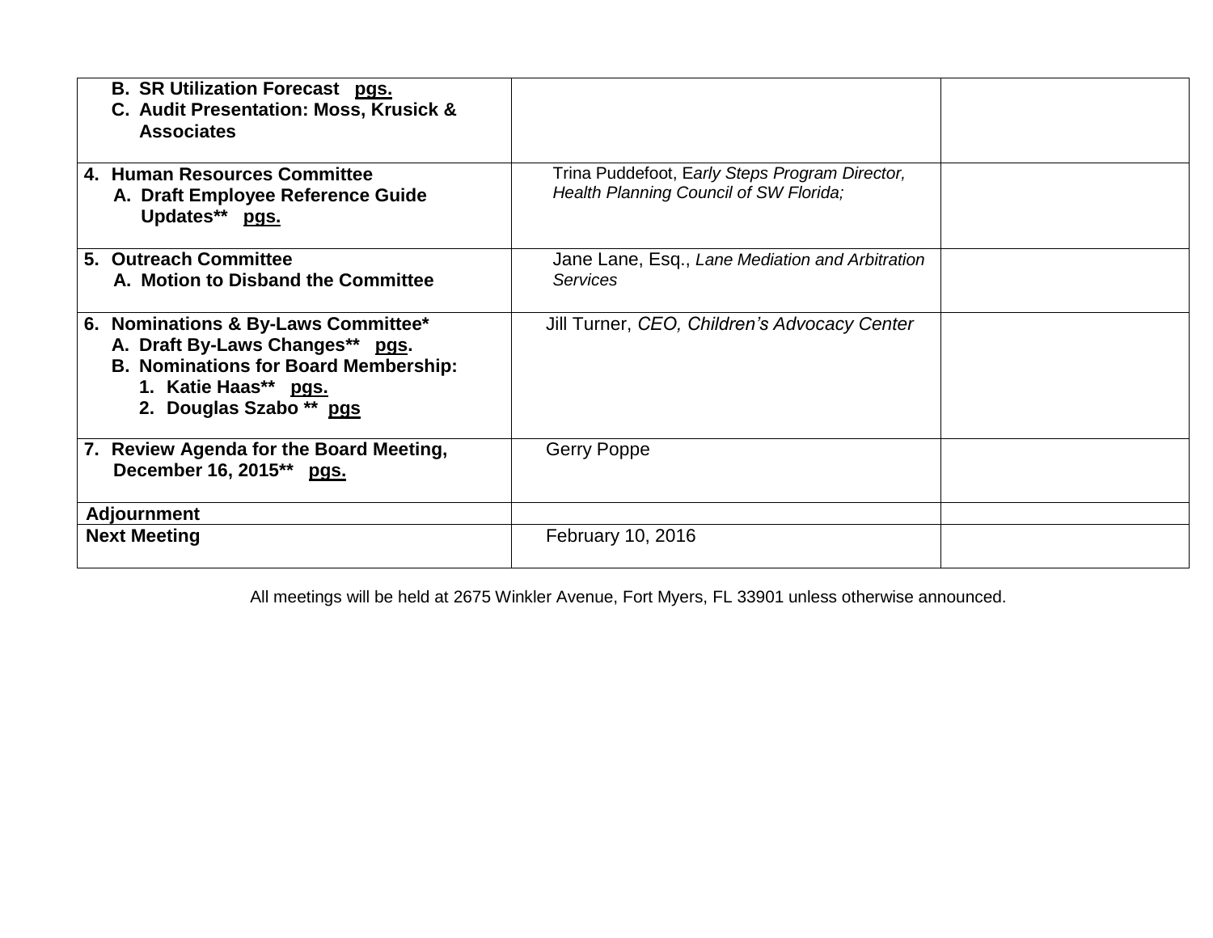| | | |
|---|---|---|
| **B. SR Utilization Forecast** **<u>pgs.</u>**<br>**C. Audit Presentation: Moss, Krusick & Associates** | | |
| **4. Human Resources Committee**<br>**A. Draft Employee Reference Guide Updates**** **<u>pgs.</u>** | Trina Puddefoot, E*arly Steps Program Director, Health Planning Council of SW Florida;* | |
| **5. Outreach Committee**<br>**A. Motion to Disband the Committee** | Jane Lane, Esq., *Lane Mediation and Arbitration Services* | |
| **6. Nominations & By-Laws Committee***<br>**A. Draft By-Laws Changes**** **<u>pgs</u>.**<br>**B. Nominations for Board Membership:**<br>**1. Katie Haas**** **<u>pgs.</u>**<br>**2. Douglas Szabo **** **<u>pgs</u>** | Jill Turner, *CEO, Children's Advocacy Center* | |
| **7. Review Agenda for the Board Meeting, December 16, 2015**** **<u>pgs.</u>** | Gerry Poppe | |
| **Adjournment** | | |
| **Next Meeting** | February 10, 2016 | |

All meetings will be held at 2675 Winkler Avenue, Fort Myers, FL 33901 unless otherwise announced.